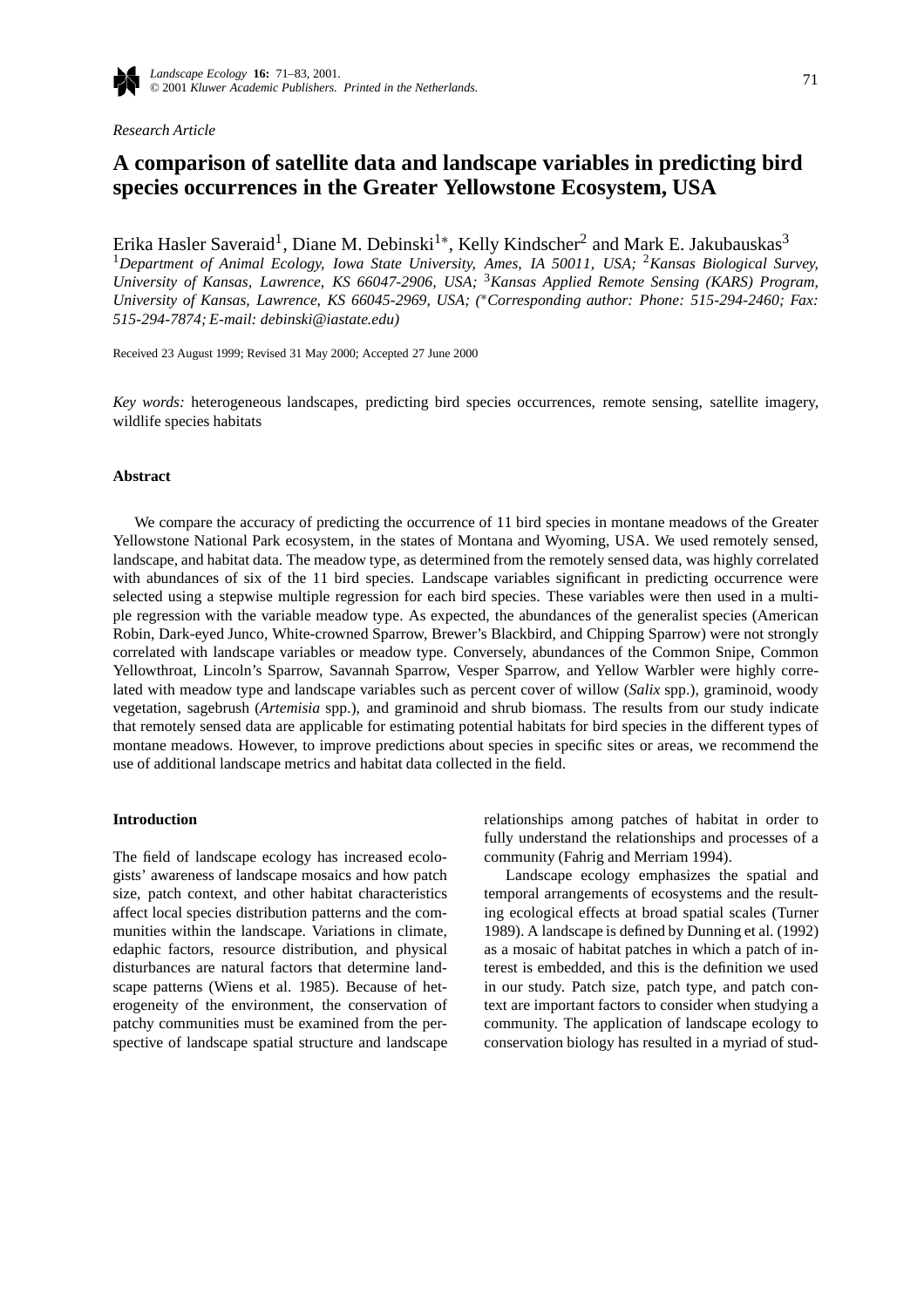*Research Article*

# A comparison of satellite data and landscape variables in predicting bird species occurrences in the Greater Yellowstone Ecosystem, USA

Erika Hasler Saveraid[1], Diane M. Debinski[1*], Kelly Kindscher[2] and Mark E. Jakubauskas[3]

[1]*Department of Animal Ecology, Iowa State University, Ames, IA 50011, USA;* [2]*Kansas Biological Survey, University of Kansas, Lawrence, KS 66047-2906, USA;* [3]*Kansas Applied Remote Sensing (KARS) Program, University of Kansas, Lawrence, KS 66045-2969, USA; (*Corresponding author: Phone: 515-294-2460; Fax: 515-294-7874; E-mail: debinski@iastate.edu)*

Received 23 August 1999; Revised 31 May 2000; Accepted 27 June 2000

*Key words:* heterogeneous landscapes, predicting bird species occurrences, remote sensing, satellite imagery, wildlife species habitats

## Abstract

We compare the accuracy of predicting the occurrence of 11 bird species in montane meadows of the Greater Yellowstone National Park ecosystem, in the states of Montana and Wyoming, USA. We used remotely sensed, landscape, and habitat data. The meadow type, as determined from the remotely sensed data, was highly correlated with abundances of six of the 11 bird species. Landscape variables significant in predicting occurrence were selected using a stepwise multiple regression for each bird species. These variables were then used in a multiple regression with the variable meadow type. As expected, the abundances of the generalist species (American Robin, Dark-eyed Junco, White-crowned Sparrow, Brewer's Blackbird, and Chipping Sparrow) were not strongly correlated with landscape variables or meadow type. Conversely, abundances of the Common Snipe, Common Yellowthroat, Lincoln's Sparrow, Savannah Sparrow, Vesper Sparrow, and Yellow Warbler were highly correlated with meadow type and landscape variables such as percent cover of willow (*Salix* spp.), graminoid, woody vegetation, sagebrush (*Artemisia* spp.), and graminoid and shrub biomass. The results from our study indicate that remotely sensed data are applicable for estimating potential habitats for bird species in the different types of montane meadows. However, to improve predictions about species in specific sites or areas, we recommend the use of additional landscape metrics and habitat data collected in the field.

## Introduction

The field of landscape ecology has increased ecologists' awareness of landscape mosaics and how patch size, patch context, and other habitat characteristics affect local species distribution patterns and the communities within the landscape. Variations in climate, edaphic factors, resource distribution, and physical disturbances are natural factors that determine landscape patterns (Wiens et al. 1985). Because of heterogeneity of the environment, the conservation of patchy communities must be examined from the perspective of landscape spatial structure and landscape relationships among patches of habitat in order to fully understand the relationships and processes of a community (Fahrig and Merriam 1994).

Landscape ecology emphasizes the spatial and temporal arrangements of ecosystems and the resulting ecological effects at broad spatial scales (Turner 1989). A landscape is defined by Dunning et al. (1992) as a mosaic of habitat patches in which a patch of interest is embedded, and this is the definition we used in our study. Patch size, patch type, and patch context are important factors to consider when studying a community. The application of landscape ecology to conservation biology has resulted in a myriad of stud-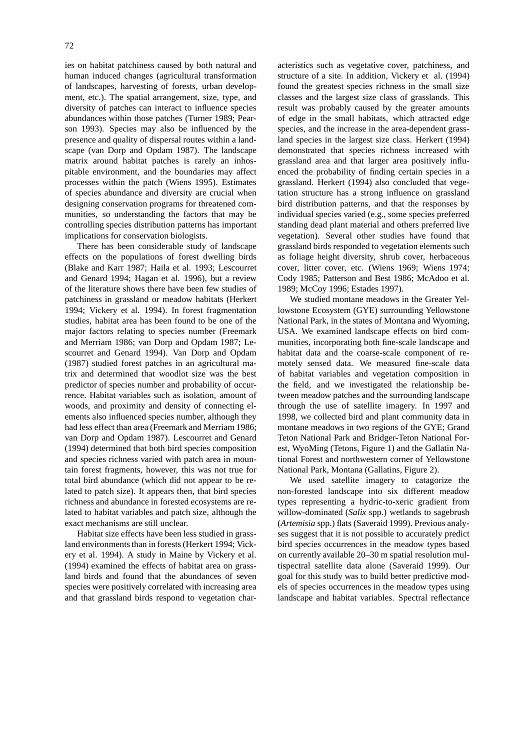ies on habitat patchiness caused by both natural and human induced changes (agricultural transformation of landscapes, harvesting of forests, urban development, etc.). The spatial arrangement, size, type, and diversity of patches can interact to influence species abundances within those patches (Turner 1989; Pearson 1993). Species may also be influenced by the presence and quality of dispersal routes within a landscape (van Dorp and Opdam 1987). The landscape matrix around habitat patches is rarely an inhospitable environment, and the boundaries may affect processes within the patch (Wiens 1995). Estimates of species abundance and diversity are crucial when designing conservation programs for threatened communities, so understanding the factors that may be controlling species distribution patterns has important implications for conservation biologists.

There has been considerable study of landscape effects on the populations of forest dwelling birds (Blake and Karr 1987; Haila et al. 1993; Lescourret and Genard 1994; Hagan et al. 1996), but a review of the literature shows there have been few studies of patchiness in grassland or meadow habitats (Herkert 1994; Vickery et al. 1994). In forest fragmentation studies, habitat area has been found to be one of the major factors relating to species number (Freemark and Merriam 1986; van Dorp and Opdam 1987; Lescourret and Genard 1994). Van Dorp and Opdam (1987) studied forest patches in an agricultural matrix and determined that woodlot size was the best predictor of species number and probability of occurrence. Habitat variables such as isolation, amount of woods, and proximity and density of connecting elements also influenced species number, although they had less effect than area (Freemark and Merriam 1986; van Dorp and Opdam 1987). Lescourret and Genard (1994) determined that both bird species composition and species richness varied with patch area in mountain forest fragments, however, this was not true for total bird abundance (which did not appear to be related to patch size). It appears then, that bird species richness and abundance in forested ecosystems are related to habitat variables and patch size, although the exact mechanisms are still unclear.

Habitat size effects have been less studied in grassland environments than in forests (Herkert 1994; Vickery et al. 1994). A study in Maine by Vickery et al. (1994) examined the effects of habitat area on grassland birds and found that the abundances of seven species were positively correlated with increasing area and that grassland birds respond to vegetation characteristics such as vegetative cover, patchiness, and structure of a site. In addition, Vickery et al. (1994) found the greatest species richness in the small size classes and the largest size class of grasslands. This result was probably caused by the greater amounts of edge in the small habitats, which attracted edge species, and the increase in the area-dependent grassland species in the largest size class. Herkert (1994) demonstrated that species richness increased with grassland area and that larger area positively influenced the probability of finding certain species in a grassland. Herkert (1994) also concluded that vegetation structure has a strong influence on grassland bird distribution patterns, and that the responses by individual species varied (e.g., some species preferred standing dead plant material and others preferred live vegetation). Several other studies have found that grassland birds responded to vegetation elements such as foliage height diversity, shrub cover, herbaceous cover, litter cover, etc. (Wiens 1969; Wiens 1974; Cody 1985; Patterson and Best 1986; McAdoo et al. 1989; McCoy 1996; Estades 1997).

We studied montane meadows in the Greater Yellowstone Ecosystem (GYE) surrounding Yellowstone National Park, in the states of Montana and Wyoming, USA. We examined landscape effects on bird communities, incorporating both fine-scale landscape and habitat data and the coarse-scale component of remotely sensed data. We measured fine-scale data of habitat variables and vegetation composition in the field, and we investigated the relationship between meadow patches and the surrounding landscape through the use of satellite imagery. In 1997 and 1998, we collected bird and plant community data in montane meadows in two regions of the GYE; Grand Teton National Park and Bridger-Teton National Forest, WyoMing (Tetons, Figure 1) and the Gallatin National Forest and northwestern corner of Yellowstone National Park, Montana (Gallatins, Figure 2).

We used satellite imagery to catagorize the non-forested landscape into six different meadow types representing a hydric-to-xeric gradient from willow-dominated (*Salix* spp.) wetlands to sagebrush (*Artemisia* spp.) flats (Saveraid 1999). Previous analyses suggest that it is not possible to accurately predict bird species occurrences in the meadow types based on currently available 20–30 m spatial resolution multispectral satellite data alone (Saveraid 1999). Our goal for this study was to build better predictive models of species occurrences in the meadow types using landscape and habitat variables. Spectral reflectance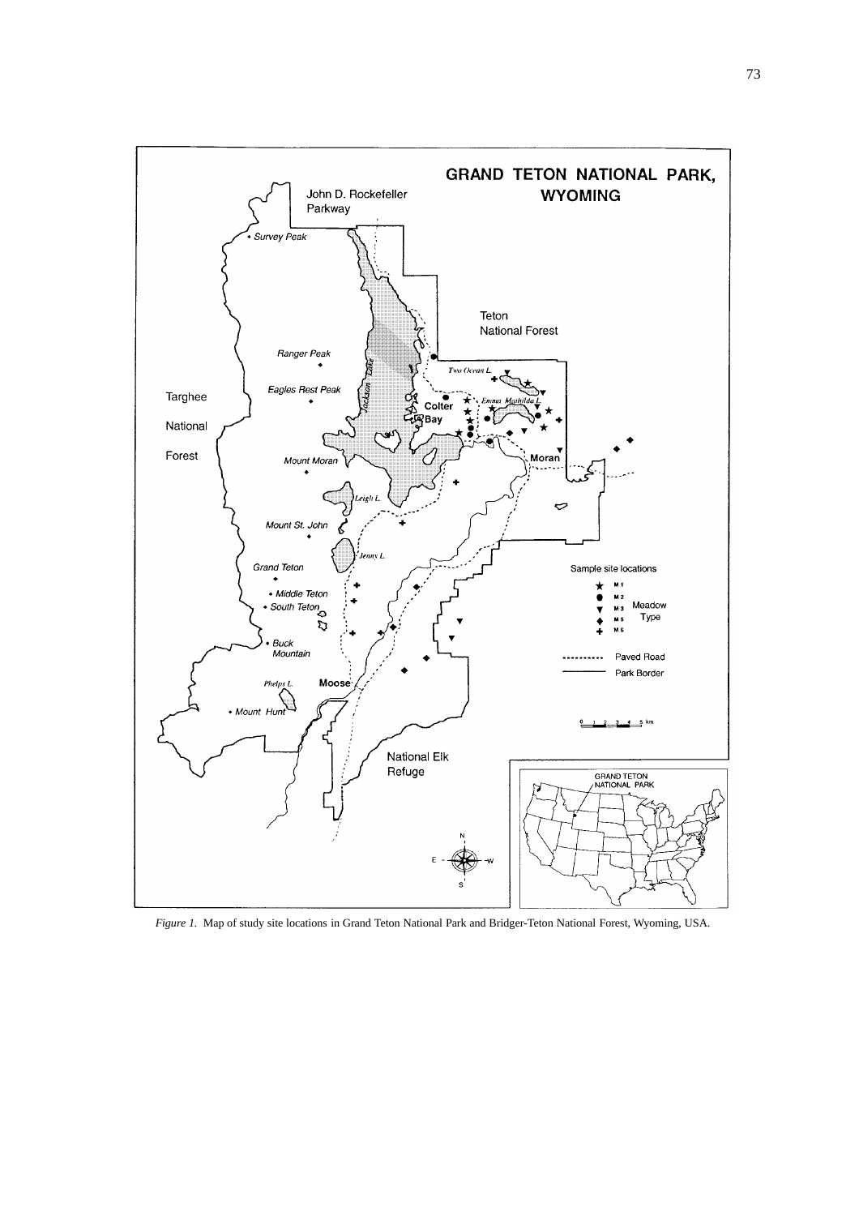*Figure 1.* Map of study site locations in Grand Teton National Park and Bridger-Teton National Forest, Wyoming, USA.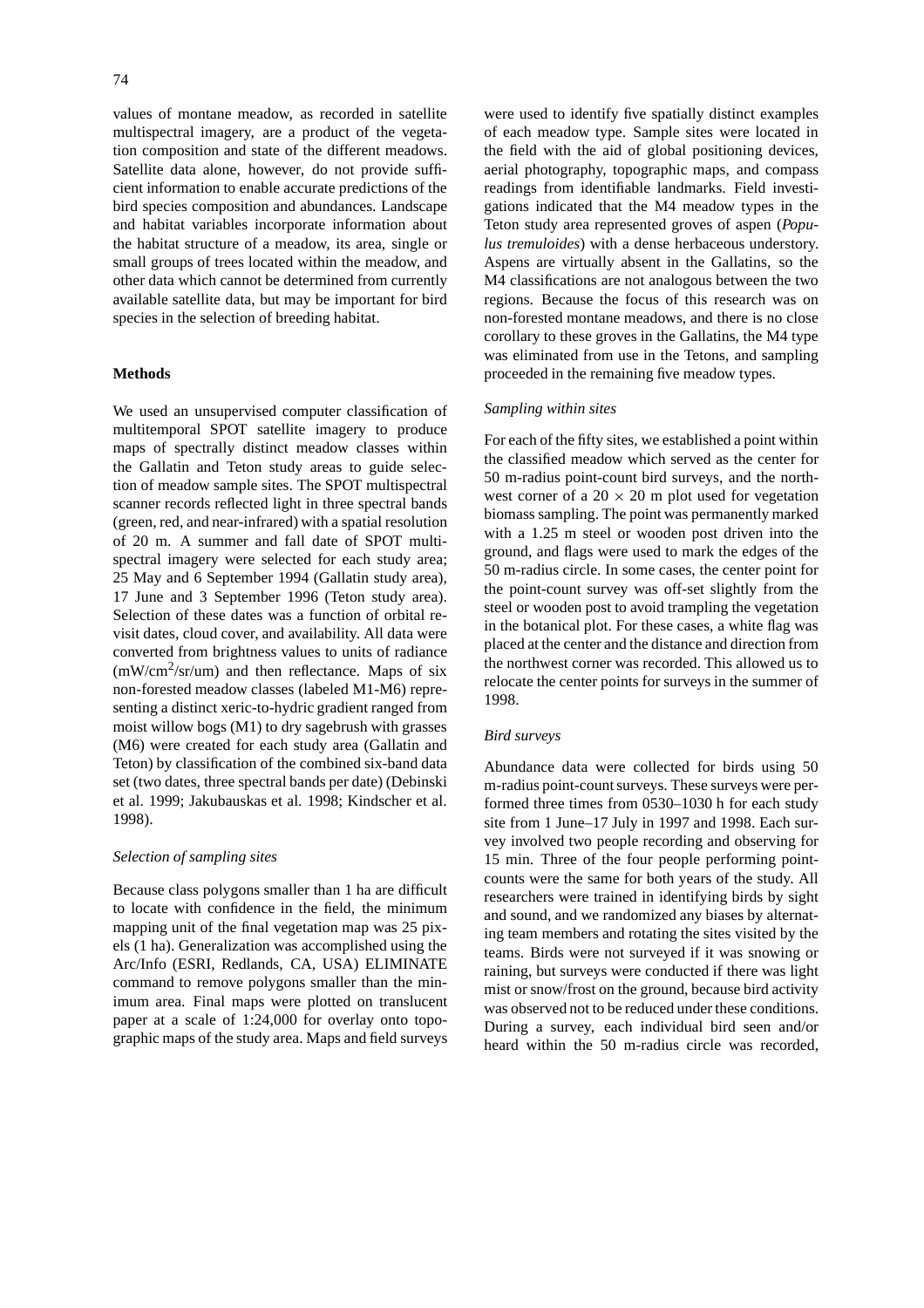values of montane meadow, as recorded in satellite multispectral imagery, are a product of the vegetation composition and state of the different meadows. Satellite data alone, however, do not provide sufficient information to enable accurate predictions of the bird species composition and abundances. Landscape and habitat variables incorporate information about the habitat structure of a meadow, its area, single or small groups of trees located within the meadow, and other data which cannot be determined from currently available satellite data, but may be important for bird species in the selection of breeding habitat.

## Methods

We used an unsupervised computer classification of multitemporal SPOT satellite imagery to produce maps of spectrally distinct meadow classes within the Gallatin and Teton study areas to guide selection of meadow sample sites. The SPOT multispectral scanner records reflected light in three spectral bands (green, red, and near-infrared) with a spatial resolution of 20 m. A summer and fall date of SPOT multispectral imagery were selected for each study area; 25 May and 6 September 1994 (Gallatin study area), 17 June and 3 September 1996 (Teton study area). Selection of these dates was a function of orbital revisit dates, cloud cover, and availability. All data were converted from brightness values to units of radiance (mW/cm$^2$/sr/um) and then reflectance. Maps of six non-forested meadow classes (labeled M1-M6) representing a distinct xeric-to-hydric gradient ranged from moist willow bogs (M1) to dry sagebrush with grasses (M6) were created for each study area (Gallatin and Teton) by classification of the combined six-band data set (two dates, three spectral bands per date) (Debinski et al. 1999; Jakubauskas et al. 1998; Kindscher et al. 1998).

### *Selection of sampling sites*

Because class polygons smaller than 1 ha are difficult to locate with confidence in the field, the minimum mapping unit of the final vegetation map was 25 pixels (1 ha). Generalization was accomplished using the Arc/Info (ESRI, Redlands, CA, USA) ELIMINATE command to remove polygons smaller than the minimum area. Final maps were plotted on translucent paper at a scale of 1:24,000 for overlay onto topographic maps of the study area. Maps and field surveys were used to identify five spatially distinct examples of each meadow type. Sample sites were located in the field with the aid of global positioning devices, aerial photography, topographic maps, and compass readings from identifiable landmarks. Field investigations indicated that the M4 meadow types in the Teton study area represented groves of aspen (*Populus tremuloides*) with a dense herbaceous understory. Aspens are virtually absent in the Gallatins, so the M4 classifications are not analogous between the two regions. Because the focus of this research was on non-forested montane meadows, and there is no close corollary to these groves in the Gallatins, the M4 type was eliminated from use in the Tetons, and sampling proceeded in the remaining five meadow types.

### *Sampling within sites*

For each of the fifty sites, we established a point within the classified meadow which served as the center for 50 m-radius point-count bird surveys, and the northwest corner of a $20 \times 20$ m plot used for vegetation biomass sampling. The point was permanently marked with a 1.25 m steel or wooden post driven into the ground, and flags were used to mark the edges of the 50 m-radius circle. In some cases, the center point for the point-count survey was off-set slightly from the steel or wooden post to avoid trampling the vegetation in the botanical plot. For these cases, a white flag was placed at the center and the distance and direction from the northwest corner was recorded. This allowed us to relocate the center points for surveys in the summer of 1998.

### *Bird surveys*

Abundance data were collected for birds using 50 m-radius point-count surveys. These surveys were performed three times from 0530–1030 h for each study site from 1 June–17 July in 1997 and 1998. Each survey involved two people recording and observing for 15 min. Three of the four people performing point-counts were the same for both years of the study. All researchers were trained in identifying birds by sight and sound, and we randomized any biases by alternating team members and rotating the sites visited by the teams. Birds were not surveyed if it was snowing or raining, but surveys were conducted if there was light mist or snow/frost on the ground, because bird activity was observed not to be reduced under these conditions. During a survey, each individual bird seen and/or heard within the 50 m-radius circle was recorded,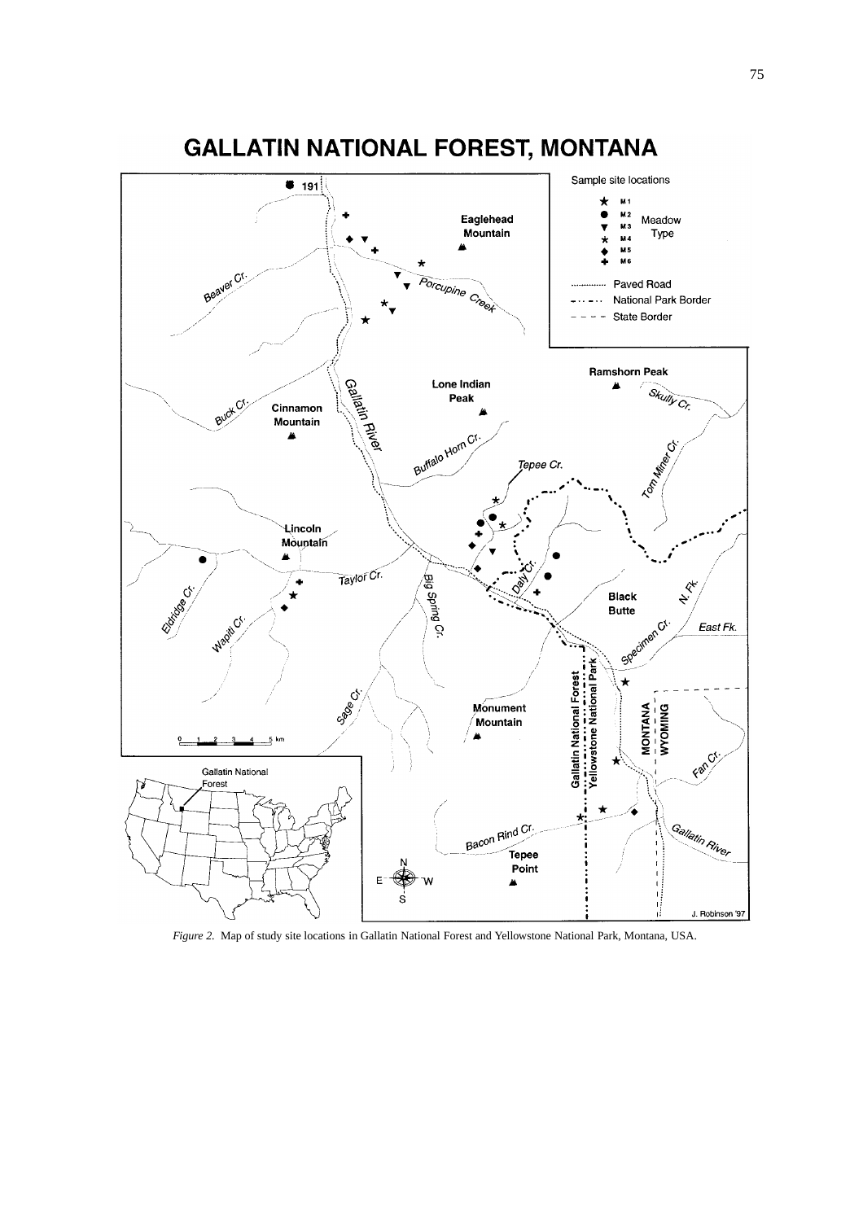*Figure 2.* Map of study site locations in Gallatin National Forest and Yellowstone National Park, Montana, USA.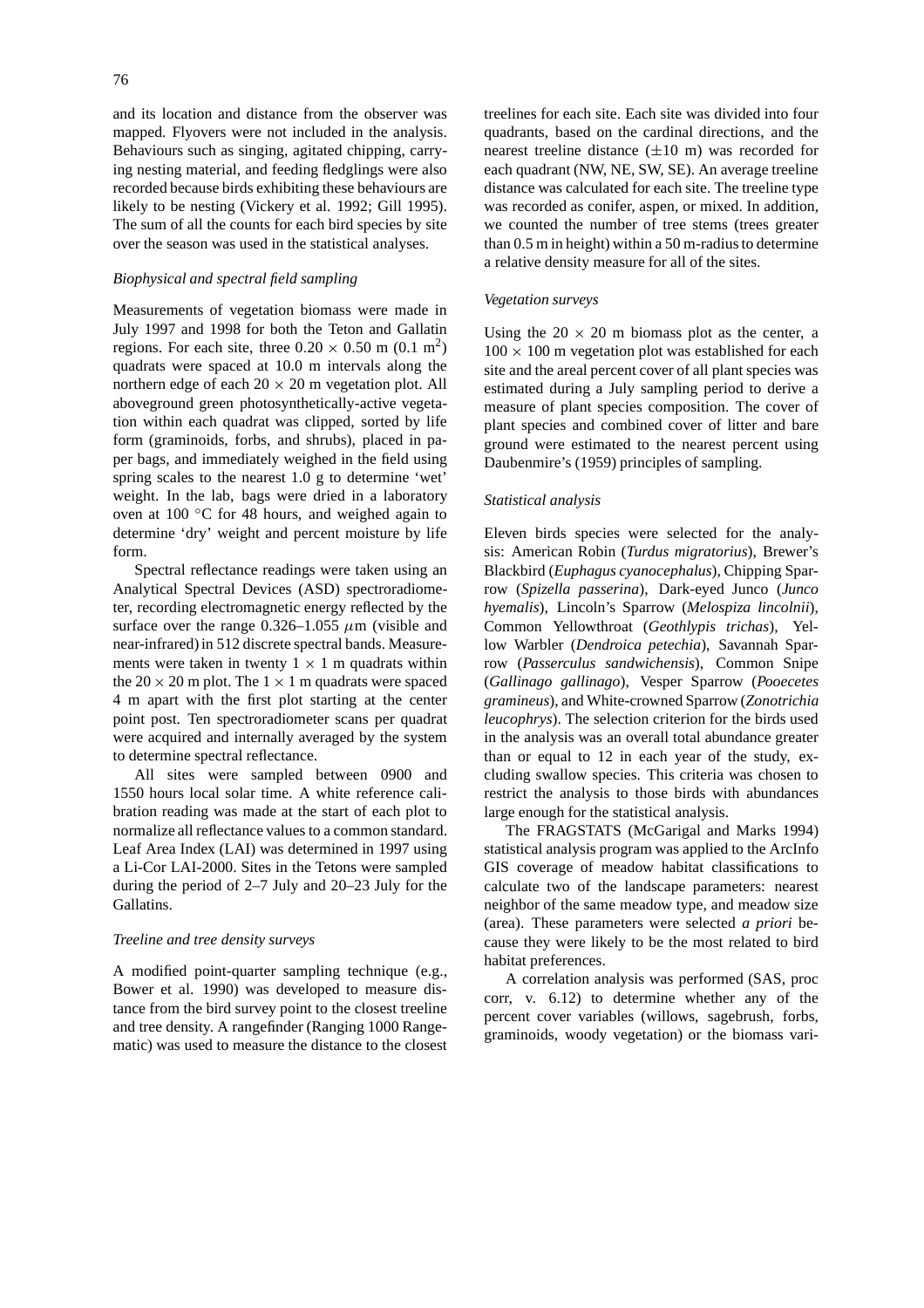and its location and distance from the observer was mapped. Flyovers were not included in the analysis. Behaviours such as singing, agitated chipping, carrying nesting material, and feeding fledglings were also recorded because birds exhibiting these behaviours are likely to be nesting (Vickery et al. 1992; Gill 1995). The sum of all the counts for each bird species by site over the season was used in the statistical analyses.

*Biophysical and spectral field sampling*

Measurements of vegetation biomass were made in July 1997 and 1998 for both the Teton and Gallatin regions. For each site, three $0.20 \times 0.50$ m ($0.1$ m$^2$) quadrats were spaced at 10.0 m intervals along the northern edge of each $20 \times 20$ m vegetation plot. All aboveground green photosynthetically-active vegetation within each quadrat was clipped, sorted by life form (graminoids, forbs, and shrubs), placed in paper bags, and immediately weighed in the field using spring scales to the nearest 1.0 g to determine 'wet' weight. In the lab, bags were dried in a laboratory oven at 100 °C for 48 hours, and weighed again to determine 'dry' weight and percent moisture by life form.

Spectral reflectance readings were taken using an Analytical Spectral Devices (ASD) spectroradiometer, recording electromagnetic energy reflected by the surface over the range 0.326–1.055 $\mu$m (visible and near-infrared) in 512 discrete spectral bands. Measurements were taken in twenty $1 \times 1$ m quadrats within the $20 \times 20$ m plot. The $1 \times 1$ m quadrats were spaced 4 m apart with the first plot starting at the center point post. Ten spectroradiometer scans per quadrat were acquired and internally averaged by the system to determine spectral reflectance.

All sites were sampled between 0900 and 1550 hours local solar time. A white reference calibration reading was made at the start of each plot to normalize all reflectance values to a common standard. Leaf Area Index (LAI) was determined in 1997 using a Li-Cor LAI-2000. Sites in the Tetons were sampled during the period of 2–7 July and 20–23 July for the Gallatins.

*Treeline and tree density surveys*

A modified point-quarter sampling technique (e.g., Bower et al. 1990) was developed to measure distance from the bird survey point to the closest treeline and tree density. A rangefinder (Ranging 1000 Rangematic) was used to measure the distance to the closest treelines for each site. Each site was divided into four quadrants, based on the cardinal directions, and the nearest treeline distance ($\pm 10$ m) was recorded for each quadrant (NW, NE, SW, SE). An average treeline distance was calculated for each site. The treeline type was recorded as conifer, aspen, or mixed. In addition, we counted the number of tree stems (trees greater than 0.5 m in height) within a 50 m-radius to determine a relative density measure for all of the sites.

*Vegetation surveys*

Using the $20 \times 20$ m biomass plot as the center, a $100 \times 100$ m vegetation plot was established for each site and the areal percent cover of all plant species was estimated during a July sampling period to derive a measure of plant species composition. The cover of plant species and combined cover of litter and bare ground were estimated to the nearest percent using Daubenmire's (1959) principles of sampling.

*Statistical analysis*

Eleven birds species were selected for the analysis: American Robin (*Turdus migratorius*), Brewer's Blackbird (*Euphagus cyanocephalus*), Chipping Sparrow (*Spizella passerina*), Dark-eyed Junco (*Junco hyemalis*), Lincoln's Sparrow (*Melospiza lincolnii*), Common Yellowthroat (*Geothlypis trichas*), Yellow Warbler (*Dendroica petechia*), Savannah Sparrow (*Passerculus sandwichensis*), Common Snipe (*Gallinago gallinago*), Vesper Sparrow (*Pooecetes gramineus*), and White-crowned Sparrow (*Zonotrichia leucophrys*). The selection criterion for the birds used in the analysis was an overall total abundance greater than or equal to 12 in each year of the study, excluding swallow species. This criteria was chosen to restrict the analysis to those birds with abundances large enough for the statistical analysis.

The FRAGSTATS (McGarigal and Marks 1994) statistical analysis program was applied to the ArcInfo GIS coverage of meadow habitat classifications to calculate two of the landscape parameters: nearest neighbor of the same meadow type, and meadow size (area). These parameters were selected *a priori* because they were likely to be the most related to bird habitat preferences.

A correlation analysis was performed (SAS, proc corr, v. 6.12) to determine whether any of the percent cover variables (willows, sagebrush, forbs, graminoids, woody vegetation) or the biomass vari-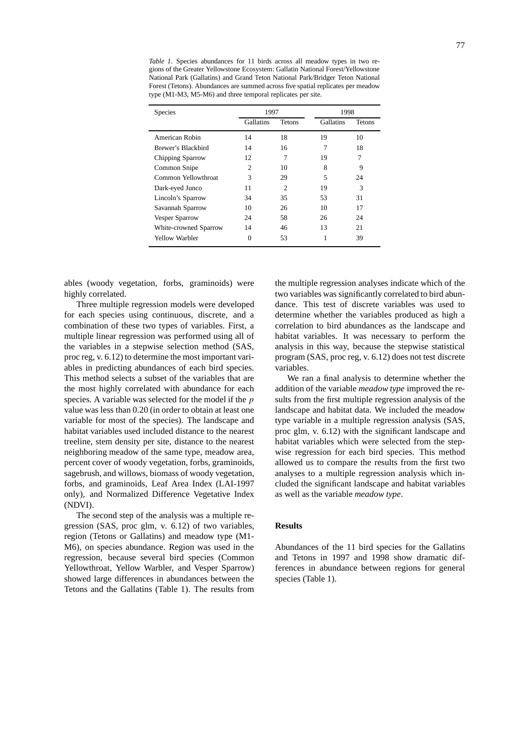*Table 1*. Species abundances for 11 birds across all meadow types in two regions of the Greater Yellowstone Ecosystem: Gallatin National Forest/Yellowstone National Park (Gallatins) and Grand Teton National Park/Bridger Teton National Forest (Tetons). Abundances are summed across five spatial replicates per meadow type (M1-M3, M5-M6) and three temporal replicates per site.

| Species | 1997 | | 1998 | |
|---|---|---|---|---|
| | Gallatins | Tetons | Gallatins | Tetons |
| American Robin | 14 | 18 | 19 | 10 |
| Brewer's Blackbird | 14 | 16 | 7 | 18 |
| Chipping Sparrow | 12 | 7 | 19 | 7 |
| Common Snipe | 2 | 10 | 8 | 9 |
| Common Yellowthroat | 3 | 29 | 5 | 24 |
| Dark-eyed Junco | 11 | 2 | 19 | 3 |
| Lincoln's Sparrow | 34 | 35 | 53 | 31 |
| Savannah Sparrow | 10 | 26 | 10 | 17 |
| Vesper Sparrow | 24 | 58 | 26 | 24 |
| White-crowned Sparrow | 14 | 46 | 13 | 21 |
| Yellow Warbler | 0 | 53 | 1 | 39 |

ables (woody vegetation, forbs, graminoids) were highly correlated.

Three multiple regression models were developed for each species using continuous, discrete, and a combination of these two types of variables. First, a multiple linear regression was performed using all of the variables in a stepwise selection method (SAS, proc reg, v. 6.12) to determine the most important variables in predicting abundances of each bird species. This method selects a subset of the variables that are the most highly correlated with abundance for each species. A variable was selected for the model if the $p$ value was less than 0.20 (in order to obtain at least one variable for most of the species). The landscape and habitat variables used included distance to the nearest treeline, stem density per site, distance to the nearest neighboring meadow of the same type, meadow area, percent cover of woody vegetation, forbs, graminoids, sagebrush, and willows, biomass of woody vegetation, forbs, and graminoids, Leaf Area Index (LAI-1997 only), and Normalized Difference Vegetative Index (NDVI).

The second step of the analysis was a multiple regression (SAS, proc glm, v. 6.12) of two variables, region (Tetons or Gallatins) and meadow type (M1-M6), on species abundance. Region was used in the regression, because several bird species (Common Yellowthroat, Yellow Warbler, and Vesper Sparrow) showed large differences in abundances between the Tetons and the Gallatins (Table 1). The results from the multiple regression analyses indicate which of the two variables was significantly correlated to bird abundance. This test of discrete variables was used to determine whether the variables produced as high a correlation to bird abundances as the landscape and habitat variables. It was necessary to perform the analysis in this way, because the stepwise statistical program (SAS, proc reg, v. 6.12) does not test discrete variables.

We ran a final analysis to determine whether the addition of the variable *meadow type* improved the results from the first multiple regression analysis of the landscape and habitat data. We included the meadow type variable in a multiple regression analysis (SAS, proc glm, v. 6.12) with the significant landscape and habitat variables which were selected from the stepwise regression for each bird species. This method allowed us to compare the results from the first two analyses to a multiple regression analysis which included the significant landscape and habitat variables as well as the variable *meadow type*.

## Results

Abundances of the 11 bird species for the Gallatins and Tetons in 1997 and 1998 show dramatic differences in abundance between regions for general species (Table 1).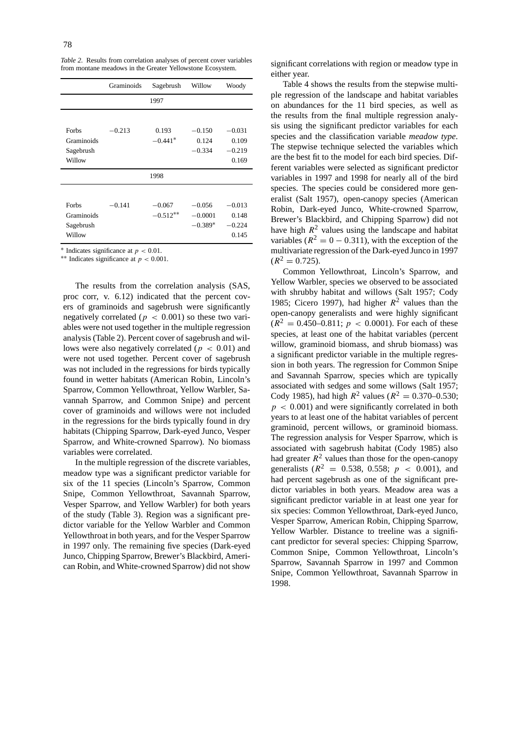*Table 2.* Results from correlation analyses of percent cover variables from montane meadows in the Greater Yellowstone Ecosystem.

| | Graminoids | Sagebrush | Willow | Woody |
|---|---|---|---|---|
| | | 1997 | | |
| Forbs | −0.213 | 0.193 | −0.150 | −0.031 |
| Graminoids | | −0.441* | 0.124 | 0.109 |
| Sagebrush | | | −0.334 | −0.219 |
| Willow | | | | 0.169 |
| | | 1998 | | |
| Forbs | −0.141 | −0.067 | −0.056 | −0.013 |
| Graminoids | | −0.512** | −0.0001 | 0.148 |
| Sagebrush | | | −0.389* | −0.224 |
| Willow | | | | 0.145 |

\* Indicates significance at $p < 0.01$.
\*\* Indicates significance at $p < 0.001$.

The results from the correlation analysis (SAS, proc corr, v. 6.12) indicated that the percent covers of graminoids and sagebrush were significantly negatively correlated ($p < 0.001$) so these two variables were not used together in the multiple regression analysis (Table 2). Percent cover of sagebrush and willows were also negatively correlated ($p < 0.01$) and were not used together. Percent cover of sagebrush was not included in the regressions for birds typically found in wetter habitats (American Robin, Lincoln's Sparrow, Common Yellowthroat, Yellow Warbler, Savannah Sparrow, and Common Snipe) and percent cover of graminoids and willows were not included in the regressions for the birds typically found in dry habitats (Chipping Sparrow, Dark-eyed Junco, Vesper Sparrow, and White-crowned Sparrow). No biomass variables were correlated.

In the multiple regression of the discrete variables, meadow type was a significant predictor variable for six of the 11 species (Lincoln's Sparrow, Common Snipe, Common Yellowthroat, Savannah Sparrow, Vesper Sparrow, and Yellow Warbler) for both years of the study (Table 3). Region was a significant predictor variable for the Yellow Warbler and Common Yellowthroat in both years, and for the Vesper Sparrow in 1997 only. The remaining five species (Dark-eyed Junco, Chipping Sparrow, Brewer's Blackbird, American Robin, and White-crowned Sparrow) did not show significant correlations with region or meadow type in either year.

Table 4 shows the results from the stepwise multiple regression of the landscape and habitat variables on abundances for the 11 bird species, as well as the results from the final multiple regression analysis using the significant predictor variables for each species and the classification variable *meadow type*. The stepwise technique selected the variables which are the best fit to the model for each bird species. Different variables were selected as significant predictor variables in 1997 and 1998 for nearly all of the bird species. The species could be considered more generalist (Salt 1957), open-canopy species (American Robin, Dark-eyed Junco, White-crowned Sparrow, Brewer's Blackbird, and Chipping Sparrow) did not have high $R^2$ values using the landscape and habitat variables ($R^2 = 0 - 0.311$), with the exception of the multivariate regression of the Dark-eyed Junco in 1997 ($R^2 = 0.725$).

Common Yellowthroat, Lincoln's Sparrow, and Yellow Warbler, species we observed to be associated with shrubby habitat and willows (Salt 1957; Cody 1985; Cicero 1997), had higher $R^2$ values than the open-canopy generalists and were highly significant ($R^2 = 0.450$–$0.811$; $p < 0.0001$). For each of these species, at least one of the habitat variables (percent willow, graminoid biomass, and shrub biomass) was a significant predictor variable in the multiple regression in both years. The regression for Common Snipe and Savannah Sparrow, species which are typically associated with sedges and some willows (Salt 1957; Cody 1985), had high $R^2$ values ($R^2 = 0.370$–$0.530$; $p < 0.001$) and were significantly correlated in both years to at least one of the habitat variables of percent graminoid, percent willows, or graminoid biomass. The regression analysis for Vesper Sparrow, which is associated with sagebrush habitat (Cody 1985) also had greater $R^2$ values than those for the open-canopy generalists ($R^2 = 0.538$, $0.558$; $p < 0.001$), and had percent sagebrush as one of the significant predictor variables in both years. Meadow area was a significant predictor variable in at least one year for six species: Common Yellowthroat, Dark-eyed Junco, Vesper Sparrow, American Robin, Chipping Sparrow, Yellow Warbler. Distance to treeline was a significant predictor for several species: Chipping Sparrow, Common Snipe, Common Yellowthroat, Lincoln's Sparrow, Savannah Sparrow in 1997 and Common Snipe, Common Yellowthroat, Savannah Sparrow in 1998.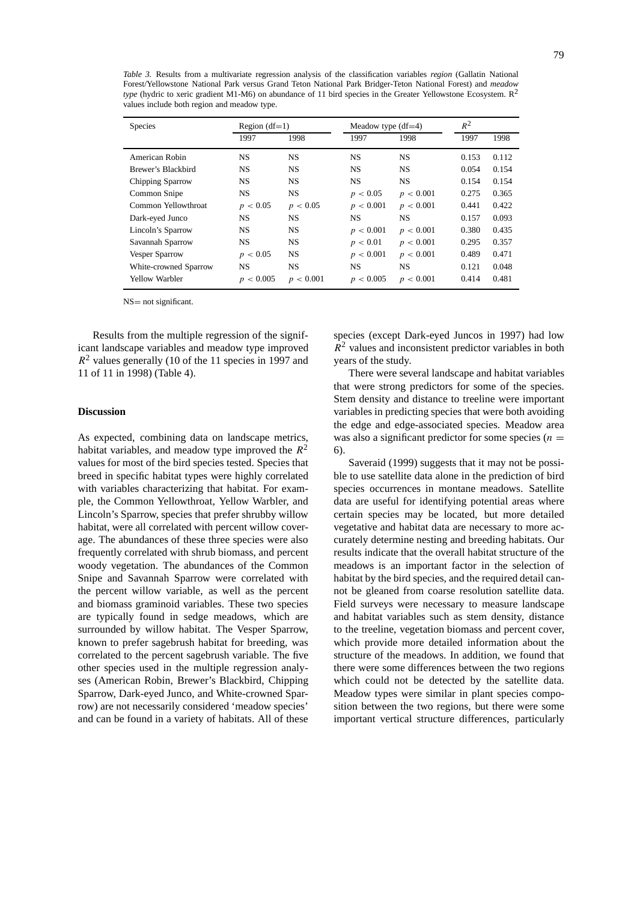*Table 3.* Results from a multivariate regression analysis of the classification variables *region* (Gallatin National Forest/Yellowstone National Park versus Grand Teton National Park Bridger-Teton National Forest) and *meadow type* (hydric to xeric gradient M1-M6) on abundance of 11 bird species in the Greater Yellowstone Ecosystem. $R^2$ values include both region and meadow type.

| Species | Region (df=1) | | Meadow type (df=4) | | $R^2$ | |
|---|---|---|---|---|---|---|
| | 1997 | 1998 | 1997 | 1998 | 1997 | 1998 |
| American Robin | NS | NS | NS | NS | 0.153 | 0.112 |
| Brewer's Blackbird | NS | NS | NS | NS | 0.054 | 0.154 |
| Chipping Sparrow | NS | NS | NS | NS | 0.154 | 0.154 |
| Common Snipe | NS | NS | $p < 0.05$ | $p < 0.001$ | 0.275 | 0.365 |
| Common Yellowthroat | $p < 0.05$ | $p < 0.05$ | $p < 0.001$ | $p < 0.001$ | 0.441 | 0.422 |
| Dark-eyed Junco | NS | NS | NS | NS | 0.157 | 0.093 |
| Lincoln's Sparrow | NS | NS | $p < 0.001$ | $p < 0.001$ | 0.380 | 0.435 |
| Savannah Sparrow | NS | NS | $p < 0.01$ | $p < 0.001$ | 0.295 | 0.357 |
| Vesper Sparrow | $p < 0.05$ | NS | $p < 0.001$ | $p < 0.001$ | 0.489 | 0.471 |
| White-crowned Sparrow | NS | NS | NS | NS | 0.121 | 0.048 |
| Yellow Warbler | $p < 0.005$ | $p < 0.001$ | $p < 0.005$ | $p < 0.001$ | 0.414 | 0.481 |

NS= not significant.

Results from the multiple regression of the significant landscape variables and meadow type improved $R^2$ values generally (10 of the 11 species in 1997 and 11 of 11 in 1998) (Table 4).

## Discussion

As expected, combining data on landscape metrics, habitat variables, and meadow type improved the $R^2$ values for most of the bird species tested. Species that breed in specific habitat types were highly correlated with variables characterizing that habitat. For example, the Common Yellowthroat, Yellow Warbler, and Lincoln's Sparrow, species that prefer shrubby willow habitat, were all correlated with percent willow coverage. The abundances of these three species were also frequently correlated with shrub biomass, and percent woody vegetation. The abundances of the Common Snipe and Savannah Sparrow were correlated with the percent willow variable, as well as the percent and biomass graminoid variables. These two species are typically found in sedge meadows, which are surrounded by willow habitat. The Vesper Sparrow, known to prefer sagebrush habitat for breeding, was correlated to the percent sagebrush variable. The five other species used in the multiple regression analyses (American Robin, Brewer's Blackbird, Chipping Sparrow, Dark-eyed Junco, and White-crowned Sparrow) are not necessarily considered 'meadow species' and can be found in a variety of habitats. All of these species (except Dark-eyed Juncos in 1997) had low $R^2$ values and inconsistent predictor variables in both years of the study.

There were several landscape and habitat variables that were strong predictors for some of the species. Stem density and distance to treeline were important variables in predicting species that were both avoiding the edge and edge-associated species. Meadow area was also a significant predictor for some species ($n = 6$).

Saveraid (1999) suggests that it may not be possible to use satellite data alone in the prediction of bird species occurrences in montane meadows. Satellite data are useful for identifying potential areas where certain species may be located, but more detailed vegetative and habitat data are necessary to more accurately determine nesting and breeding habitats. Our results indicate that the overall habitat structure of the meadows is an important factor in the selection of habitat by the bird species, and the required detail cannot be gleaned from coarse resolution satellite data. Field surveys were necessary to measure landscape and habitat variables such as stem density, distance to the treeline, vegetation biomass and percent cover, which provide more detailed information about the structure of the meadows. In addition, we found that there were some differences between the two regions which could not be detected by the satellite data. Meadow types were similar in plant species composition between the two regions, but there were some important vertical structure differences, particularly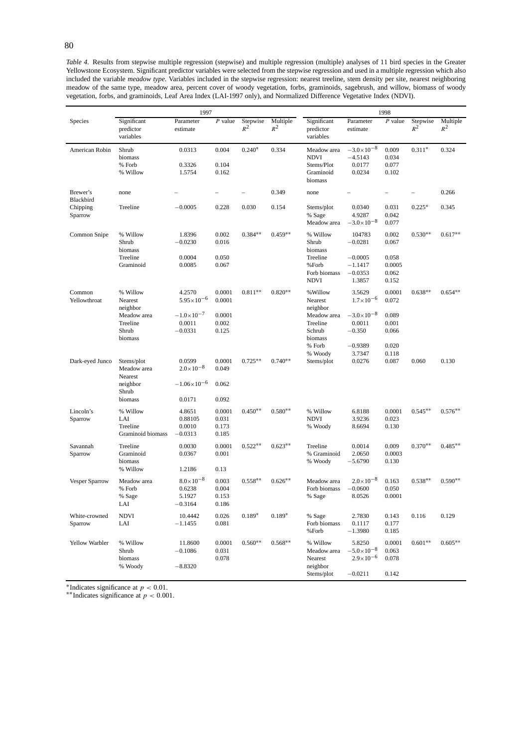*Table 4.* Results from stepwise multiple regression (stepwise) and multiple regression (multiple) analyses of 11 bird species in the Greater Yellowstone Ecosystem. Significant predictor variables were selected from the stepwise regression and used in a multiple regression which also included the variable *meadow type*. Variables included in the stepwise regression: nearest treeline, stem density per site, nearest neighboring meadow of the same type, meadow area, percent cover of woody vegetation, forbs, graminoids, sagebrush, and willow, biomass of woody vegetation, forbs, and graminoids, Leaf Area Index (LAI-1997 only), and Normalized Difference Vegetative Index (NDVI).

| Species | 1997 | | | | | 1998 | | | | |
|---|---|---|---|---|---|---|---|---|---|---|
| | Significant predictor variables | Parameter estimate | $P$ value | Stepwise $R^2$ | Multiple $R^2$ | Significant predictor variables | Parameter estimate | $P$ value | Stepwise $R^2$ | Multiple $R^2$ |
| American Robin | Shrub biomass | 0.0313 | 0.004 | 0.240* | 0.334 | Meadow area | $-3.0\times10^{-8}$ | 0.009 | 0.311* | 0.324 |
| | % Forb | 0.3326 | 0.104 | | | NDVI | $-4.5143$ | 0.034 | | |
| | % Willow | 1.5754 | 0.162 | | | Stems/Plot | 0.0177 | 0.077 | | |
| | | | | | | Graminoid biomass | 0.0234 | 0.102 | | |
| Brewer's Blackbird | none | – | – | – | 0.349 | none | – | – | – | 0.266 |
| Chipping Sparrow | Treeline | $-0.0005$ | 0.228 | 0.030 | 0.154 | Stems/plot | 0.0340 | 0.031 | 0.225* | 0.345 |
| | | | | | | % Sage | 4.9287 | 0.042 | | |
| | | | | | | Meadow area | $-3.0\times10^{-8}$ | 0.077 | | |
| Common Snipe | % Willow | 1.8396 | 0.002 | 0.384** | 0.459** | % Willow | 104783 | 0.002 | 0.530** | 0.617** |
| | Shrub biomass | $-0.0230$ | 0.016 | | | Shrub biomass | $-0.0281$ | 0.067 | | |
| | Treeline | 0.0004 | 0.050 | | | Treeline | $-0.0005$ | 0.058 | | |
| | Graminoid | 0.0085 | 0.067 | | | %Forb | $-1.1417$ | 0.0005 | | |
| | | | | | | Forb biomass | $-0.0353$ | 0.062 | | |
| | | | | | | NDVI | 1.3857 | 0.152 | | |
| Common Yellowthroat | % Willow | 4.2570 | 0.0001 | 0.811** | 0.820** | %Willow | 3.5629 | 0.0001 | 0.638** | 0.654** |
| | Nearest neighbor | $5.95\times10^{-6}$ | 0.0001 | | | Nearest neighbor | $1.7\times10^{-6}$ | 0.072 | | |
| | Meadow area | $-1.0\times10^{-7}$ | 0.0001 | | | Meadow area | $-3.0\times10^{-8}$ | 0.089 | | |
| | Treeline | 0.0011 | 0.002 | | | Treeline | 0.0011 | 0.001 | | |
| | Shrub biomass | $-0.0331$ | 0.125 | | | Schrub biomass | $-0.350$ | 0.066 | | |
| | | | | | | % Forb | $-0.9389$ | 0.020 | | |
| | | | | | | % Woody | 3.7347 | 0.118 | | |
| Dark-eyed Junco | Stems/plot | 0.0599 | 0.0001 | 0.725** | 0.740** | Stems/plot | 0.0276 | 0.087 | 0.060 | 0.130 |
| | Meadow area | $2.0\times10^{-8}$ | 0.049 | | | | | | | |
| | Nearest neighbor | $-1.06\times10^{-6}$ | 0.062 | | | | | | | |
| | Shrub biomass | 0.0171 | 0.092 | | | | | | | |
| Lincoln's Sparrow | % Willow | 4.8651 | 0.0001 | 0.450** | 0.580** | % Willow | 6.8188 | 0.0001 | 0.545** | 0.576** |
| | LAI | 0.88105 | 0.031 | | | NDVI | 3.9236 | 0.023 | | |
| | Treeline | 0.0010 | 0.173 | | | % Woody | 8.6694 | 0.130 | | |
| | Graminoid biomass | $-0.0313$ | 0.185 | | | | | | | |
| Savannah Sparrow | Treeline | 0.0030 | 0.0001 | 0.522** | 0.623** | Treeline | 0.0014 | 0.009 | 0.370** | 0.485** |
| | Graminoid biomass | 0.0367 | 0.001 | | | % Graminoid | 2.0650 | 0.0003 | | |
| | % Willow | 1.2186 | 0.13 | | | % Woody | $-5.6790$ | 0.130 | | |
| Vesper Sparrow | Meadow area | $8.0\times10^{-8}$ | 0.003 | 0.558** | 0.626** | Meadow area | $2.0\times10^{-8}$ | 0.163 | 0.538** | 0.590** |
| | % Forb | 0.6238 | 0.004 | | | Forb biomass | $-0.0600$ | 0.050 | | |
| | % Sage | 5.1927 | 0.153 | | | % Sage | 8.0526 | 0.0001 | | |
| | LAI | $-0.3164$ | 0.186 | | | | | | | |
| White-crowned Sparrow | NDVI | 10.4442 | 0.026 | 0.189* | 0.189* | % Sage | 2.7830 | 0.143 | 0.116 | 0.129 |
| | LAI | $-1.1455$ | 0.081 | | | Forb biomass | 0.1117 | 0.177 | | |
| | | | | | | %Forb | $-1.3980$ | 0.185 | | |
| Yellow Warbler | % Willow | 11.8600 | 0.0001 | 0.560** | 0.568** | % Willow | 5.8250 | 0.0001 | 0.601** | 0.605** |
| | Shrub biomass | $-0.1086$ | 0.031 | | | Meadow area | $-5.0\times10^{-8}$ | 0.063 | | |
| | % Woody | $-8.8320$ | 0.078 | | | Nearest neighbor | $2.9\times10^{-6}$ | 0.078 | | |
| | | | | | | Stems/plot | $-0.0211$ | 0.142 | | |

*Indicates significance at $p < 0.01$.
**Indicates significance at $p < 0.001$.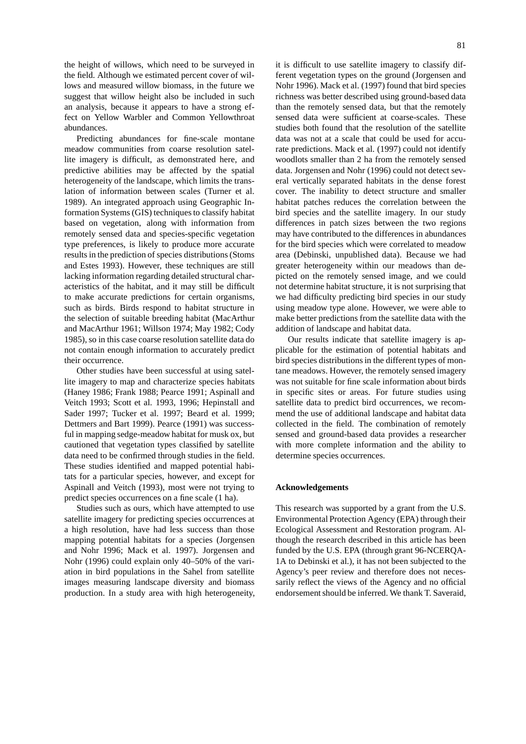the height of willows, which need to be surveyed in the field. Although we estimated percent cover of willows and measured willow biomass, in the future we suggest that willow height also be included in such an analysis, because it appears to have a strong effect on Yellow Warbler and Common Yellowthroat abundances.

Predicting abundances for fine-scale montane meadow communities from coarse resolution satellite imagery is difficult, as demonstrated here, and predictive abilities may be affected by the spatial heterogeneity of the landscape, which limits the translation of information between scales (Turner et al. 1989). An integrated approach using Geographic Information Systems (GIS) techniques to classify habitat based on vegetation, along with information from remotely sensed data and species-specific vegetation type preferences, is likely to produce more accurate results in the prediction of species distributions (Stoms and Estes 1993). However, these techniques are still lacking information regarding detailed structural characteristics of the habitat, and it may still be difficult to make accurate predictions for certain organisms, such as birds. Birds respond to habitat structure in the selection of suitable breeding habitat (MacArthur and MacArthur 1961; Willson 1974; May 1982; Cody 1985), so in this case coarse resolution satellite data do not contain enough information to accurately predict their occurrence.

Other studies have been successful at using satellite imagery to map and characterize species habitats (Haney 1986; Frank 1988; Pearce 1991; Aspinall and Veitch 1993; Scott et al. 1993, 1996; Hepinstall and Sader 1997; Tucker et al. 1997; Beard et al. 1999; Dettmers and Bart 1999). Pearce (1991) was successful in mapping sedge-meadow habitat for musk ox, but cautioned that vegetation types classified by satellite data need to be confirmed through studies in the field. These studies identified and mapped potential habitats for a particular species, however, and except for Aspinall and Veitch (1993), most were not trying to predict species occurrences on a fine scale (1 ha).

Studies such as ours, which have attempted to use satellite imagery for predicting species occurrences at a high resolution, have had less success than those mapping potential habitats for a species (Jorgensen and Nohr 1996; Mack et al. 1997). Jorgensen and Nohr (1996) could explain only 40–50% of the variation in bird populations in the Sahel from satellite images measuring landscape diversity and biomass production. In a study area with high heterogeneity, it is difficult to use satellite imagery to classify different vegetation types on the ground (Jorgensen and Nohr 1996). Mack et al. (1997) found that bird species richness was better described using ground-based data than the remotely sensed data, but that the remotely sensed data were sufficient at coarse-scales. These studies both found that the resolution of the satellite data was not at a scale that could be used for accurate predictions. Mack et al. (1997) could not identify woodlots smaller than 2 ha from the remotely sensed data. Jorgensen and Nohr (1996) could not detect several vertically separated habitats in the dense forest cover. The inability to detect structure and smaller habitat patches reduces the correlation between the bird species and the satellite imagery. In our study differences in patch sizes between the two regions may have contributed to the differences in abundances for the bird species which were correlated to meadow area (Debinski, unpublished data). Because we had greater heterogeneity within our meadows than depicted on the remotely sensed image, and we could not determine habitat structure, it is not surprising that we had difficulty predicting bird species in our study using meadow type alone. However, we were able to make better predictions from the satellite data with the addition of landscape and habitat data.

Our results indicate that satellite imagery is applicable for the estimation of potential habitats and bird species distributions in the different types of montane meadows. However, the remotely sensed imagery was not suitable for fine scale information about birds in specific sites or areas. For future studies using satellite data to predict bird occurrences, we recommend the use of additional landscape and habitat data collected in the field. The combination of remotely sensed and ground-based data provides a researcher with more complete information and the ability to determine species occurrences.

## Acknowledgements

This research was supported by a grant from the U.S. Environmental Protection Agency (EPA) through their Ecological Assessment and Restoration program. Although the research described in this article has been funded by the U.S. EPA (through grant 96-NCERQA-1A to Debinski et al.), it has not been subjected to the Agency's peer review and therefore does not necessarily reflect the views of the Agency and no official endorsement should be inferred. We thank T. Saveraid,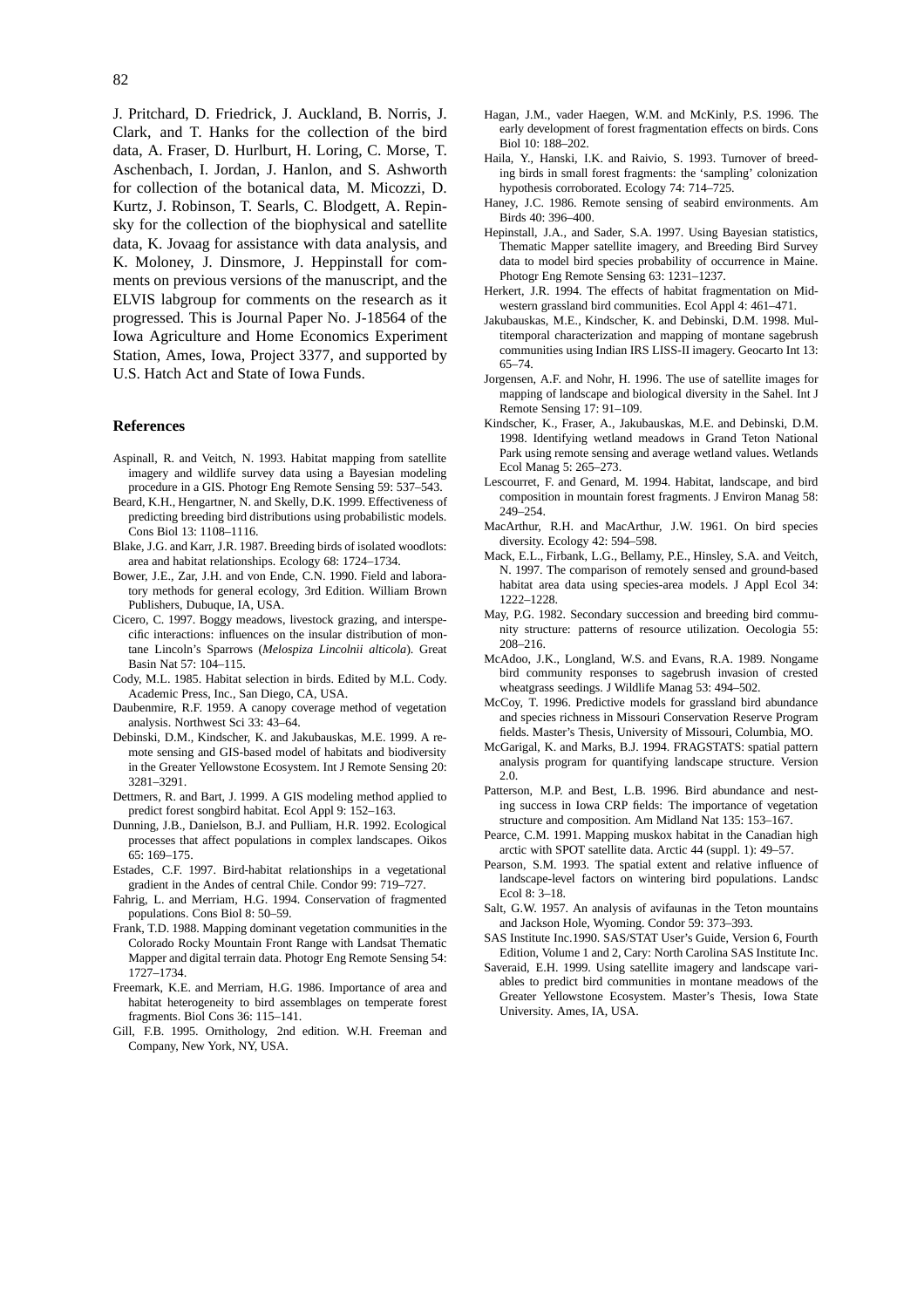J. Pritchard, D. Friedrick, J. Auckland, B. Norris, J. Clark, and T. Hanks for the collection of the bird data, A. Fraser, D. Hurlburt, H. Loring, C. Morse, T. Aschenbach, I. Jordan, J. Hanlon, and S. Ashworth for collection of the botanical data, M. Micozzi, D. Kurtz, J. Robinson, T. Searls, C. Blodgett, A. Repinsky for the collection of the biophysical and satellite data, K. Jovaag for assistance with data analysis, and K. Moloney, J. Dinsmore, J. Heppinstall for comments on previous versions of the manuscript, and the ELVIS labgroup for comments on the research as it progressed. This is Journal Paper No. J-18564 of the Iowa Agriculture and Home Economics Experiment Station, Ames, Iowa, Project 3377, and supported by U.S. Hatch Act and State of Iowa Funds.

## References

Aspinall, R. and Veitch, N. 1993. Habitat mapping from satellite imagery and wildlife survey data using a Bayesian modeling procedure in a GIS. Photogr Eng Remote Sensing 59: 537–543.

Beard, K.H., Hengartner, N. and Skelly, D.K. 1999. Effectiveness of predicting breeding bird distributions using probabilistic models. Cons Biol 13: 1108–1116.

Blake, J.G. and Karr, J.R. 1987. Breeding birds of isolated woodlots: area and habitat relationships. Ecology 68: 1724–1734.

Bower, J.E., Zar, J.H. and von Ende, C.N. 1990. Field and laboratory methods for general ecology, 3rd Edition. William Brown Publishers, Dubuque, IA, USA.

Cicero, C. 1997. Boggy meadows, livestock grazing, and interspecific interactions: influences on the insular distribution of montane Lincoln's Sparrows (*Melospiza Lincolnii alticola*). Great Basin Nat 57: 104–115.

Cody, M.L. 1985. Habitat selection in birds. Edited by M.L. Cody. Academic Press, Inc., San Diego, CA, USA.

Daubenmire, R.F. 1959. A canopy coverage method of vegetation analysis. Northwest Sci 33: 43–64.

Debinski, D.M., Kindscher, K. and Jakubauskas, M.E. 1999. A remote sensing and GIS-based model of habitats and biodiversity in the Greater Yellowstone Ecosystem. Int J Remote Sensing 20: 3281–3291.

Dettmers, R. and Bart, J. 1999. A GIS modeling method applied to predict forest songbird habitat. Ecol Appl 9: 152–163.

Dunning, J.B., Danielson, B.J. and Pulliam, H.R. 1992. Ecological processes that affect populations in complex landscapes. Oikos 65: 169–175.

Estades, C.F. 1997. Bird-habitat relationships in a vegetational gradient in the Andes of central Chile. Condor 99: 719–727.

Fahrig, L. and Merriam, H.G. 1994. Conservation of fragmented populations. Cons Biol 8: 50–59.

Frank, T.D. 1988. Mapping dominant vegetation communities in the Colorado Rocky Mountain Front Range with Landsat Thematic Mapper and digital terrain data. Photogr Eng Remote Sensing 54: 1727–1734.

Freemark, K.E. and Merriam, H.G. 1986. Importance of area and habitat heterogeneity to bird assemblages on temperate forest fragments. Biol Cons 36: 115–141.

Gill, F.B. 1995. Ornithology, 2nd edition. W.H. Freeman and Company, New York, NY, USA.

Hagan, J.M., vader Haegen, W.M. and McKinly, P.S. 1996. The early development of forest fragmentation effects on birds. Cons Biol 10: 188–202.

Haila, Y., Hanski, I.K. and Raivio, S. 1993. Turnover of breeding birds in small forest fragments: the 'sampling' colonization hypothesis corroborated. Ecology 74: 714–725.

Haney, J.C. 1986. Remote sensing of seabird environments. Am Birds 40: 396–400.

Hepinstall, J.A., and Sader, S.A. 1997. Using Bayesian statistics, Thematic Mapper satellite imagery, and Breeding Bird Survey data to model bird species probability of occurrence in Maine. Photogr Eng Remote Sensing 63: 1231–1237.

Herkert, J.R. 1994. The effects of habitat fragmentation on Midwestern grassland bird communities. Ecol Appl 4: 461–471.

Jakubauskas, M.E., Kindscher, K. and Debinski, D.M. 1998. Multitemporal characterization and mapping of montane sagebrush communities using Indian IRS LISS-II imagery. Geocarto Int 13: 65–74.

Jorgensen, A.F. and Nohr, H. 1996. The use of satellite images for mapping of landscape and biological diversity in the Sahel. Int J Remote Sensing 17: 91–109.

Kindscher, K., Fraser, A., Jakubauskas, M.E. and Debinski, D.M. 1998. Identifying wetland meadows in Grand Teton National Park using remote sensing and average wetland values. Wetlands Ecol Manag 5: 265–273.

Lescourret, F. and Genard, M. 1994. Habitat, landscape, and bird composition in mountain forest fragments. J Environ Manag 58: 249–254.

MacArthur, R.H. and MacArthur, J.W. 1961. On bird species diversity. Ecology 42: 594–598.

Mack, E.L., Firbank, L.G., Bellamy, P.E., Hinsley, S.A. and Veitch, N. 1997. The comparison of remotely sensed and ground-based habitat area data using species-area models. J Appl Ecol 34: 1222–1228.

May, P.G. 1982. Secondary succession and breeding bird community structure: patterns of resource utilization. Oecologia 55: 208–216.

McAdoo, J.K., Longland, W.S. and Evans, R.A. 1989. Nongame bird community responses to sagebrush invasion of crested wheatgrass seedings. J Wildlife Manag 53: 494–502.

McCoy, T. 1996. Predictive models for grassland bird abundance and species richness in Missouri Conservation Reserve Program fields. Master's Thesis, University of Missouri, Columbia, MO.

McGarigal, K. and Marks, B.J. 1994. FRAGSTATS: spatial pattern analysis program for quantifying landscape structure. Version 2.0.

Patterson, M.P. and Best, L.B. 1996. Bird abundance and nesting success in Iowa CRP fields: The importance of vegetation structure and composition. Am Midland Nat 135: 153–167.

Pearce, C.M. 1991. Mapping muskox habitat in the Canadian high arctic with SPOT satellite data. Arctic 44 (suppl. 1): 49–57.

Pearson, S.M. 1993. The spatial extent and relative influence of landscape-level factors on wintering bird populations. Landsc Ecol 8: 3–18.

Salt, G.W. 1957. An analysis of avifaunas in the Teton mountains and Jackson Hole, Wyoming. Condor 59: 373–393.

SAS Institute Inc.1990. SAS/STAT User's Guide, Version 6, Fourth Edition, Volume 1 and 2, Cary: North Carolina SAS Institute Inc.

Saveraid, E.H. 1999. Using satellite imagery and landscape variables to predict bird communities in montane meadows of the Greater Yellowstone Ecosystem. Master's Thesis, Iowa State University. Ames, IA, USA.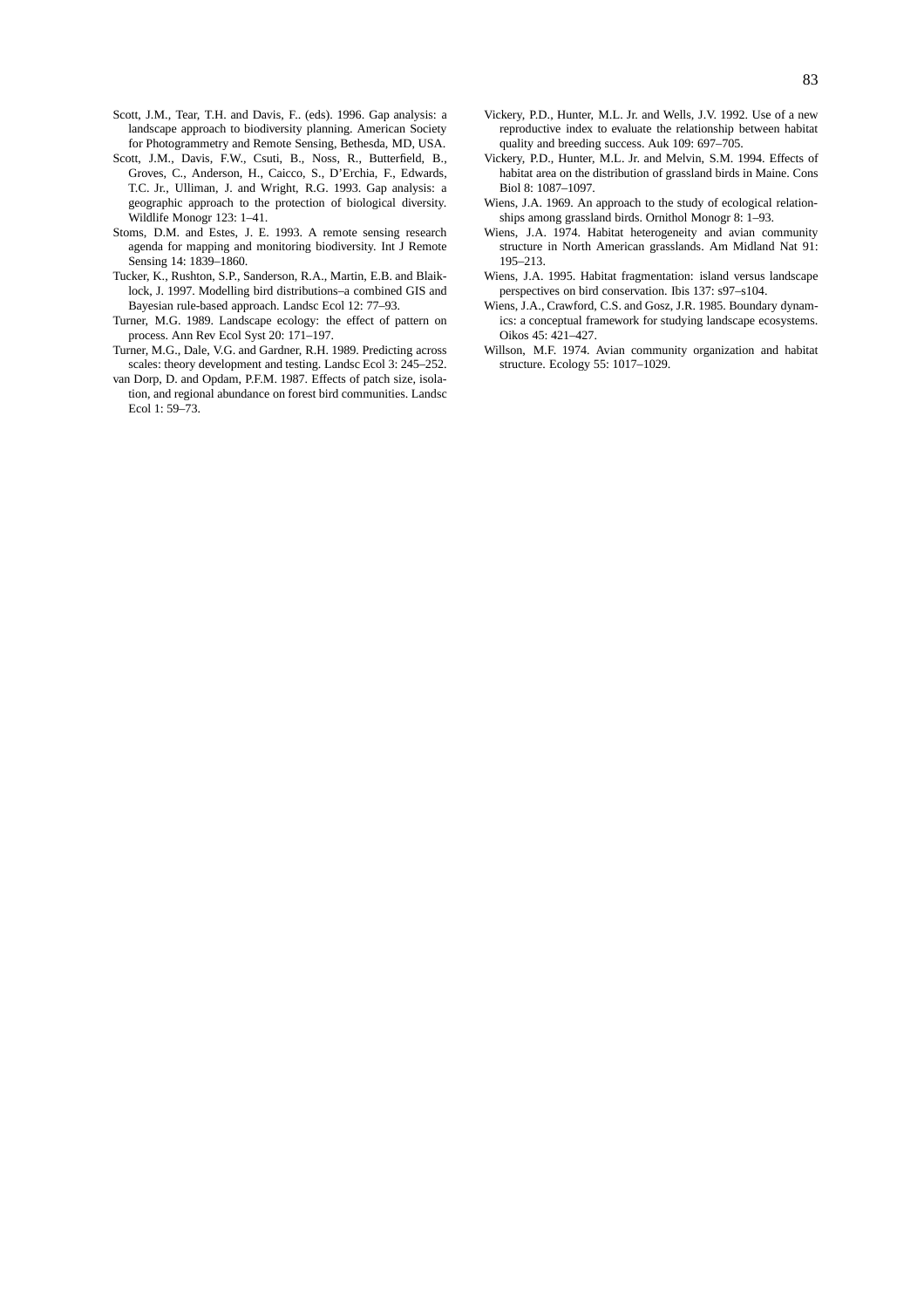Scott, J.M., Tear, T.H. and Davis, F.. (eds). 1996. Gap analysis: a landscape approach to biodiversity planning. American Society for Photogrammetry and Remote Sensing, Bethesda, MD, USA.

Scott, J.M., Davis, F.W., Csuti, B., Noss, R., Butterfield, B., Groves, C., Anderson, H., Caicco, S., D'Erchia, F., Edwards, T.C. Jr., Ulliman, J. and Wright, R.G. 1993. Gap analysis: a geographic approach to the protection of biological diversity. Wildlife Monogr 123: 1–41.

Stoms, D.M. and Estes, J. E. 1993. A remote sensing research agenda for mapping and monitoring biodiversity. Int J Remote Sensing 14: 1839–1860.

Tucker, K., Rushton, S.P., Sanderson, R.A., Martin, E.B. and Blaiklock, J. 1997. Modelling bird distributions–a combined GIS and Bayesian rule-based approach. Landsc Ecol 12: 77–93.

Turner, M.G. 1989. Landscape ecology: the effect of pattern on process. Ann Rev Ecol Syst 20: 171–197.

Turner, M.G., Dale, V.G. and Gardner, R.H. 1989. Predicting across scales: theory development and testing. Landsc Ecol 3: 245–252.

van Dorp, D. and Opdam, P.F.M. 1987. Effects of patch size, isolation, and regional abundance on forest bird communities. Landsc Ecol 1: 59–73.

Vickery, P.D., Hunter, M.L. Jr. and Wells, J.V. 1992. Use of a new reproductive index to evaluate the relationship between habitat quality and breeding success. Auk 109: 697–705.

Vickery, P.D., Hunter, M.L. Jr. and Melvin, S.M. 1994. Effects of habitat area on the distribution of grassland birds in Maine. Cons Biol 8: 1087–1097.

Wiens, J.A. 1969. An approach to the study of ecological relationships among grassland birds. Ornithol Monogr 8: 1–93.

Wiens, J.A. 1974. Habitat heterogeneity and avian community structure in North American grasslands. Am Midland Nat 91: 195–213.

Wiens, J.A. 1995. Habitat fragmentation: island versus landscape perspectives on bird conservation. Ibis 137: s97–s104.

Wiens, J.A., Crawford, C.S. and Gosz, J.R. 1985. Boundary dynamics: a conceptual framework for studying landscape ecosystems. Oikos 45: 421–427.

Willson, M.F. 1974. Avian community organization and habitat structure. Ecology 55: 1017–1029.